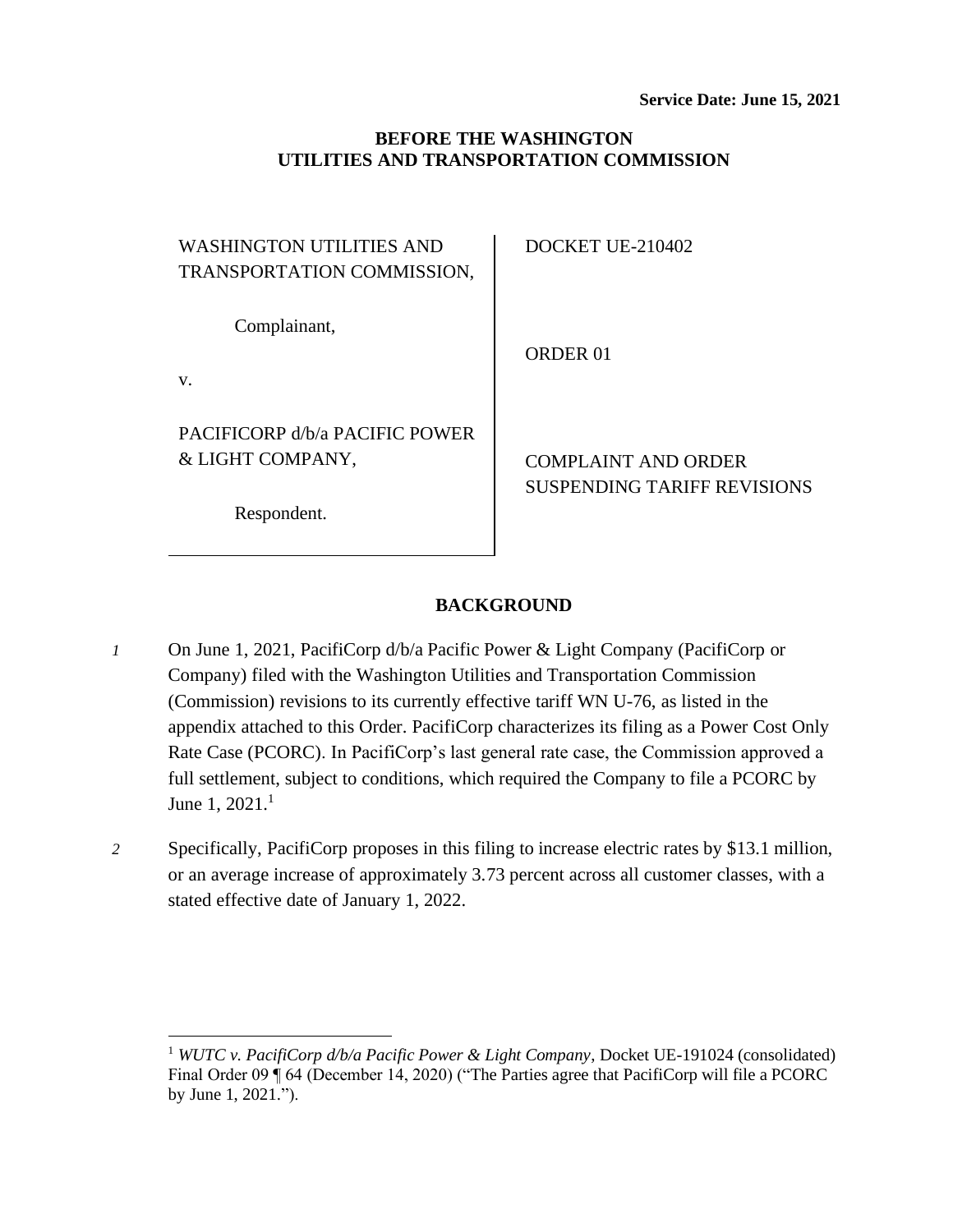**Service Date: June 15, 2021**

**BEFORE THE WASHINGTON UTILITIES AND TRANSPORTATION COMMISSION**

| | |
|---|---|
| WASHINGTON UTILITIES AND TRANSPORTATION COMMISSION,<br><br>Complainant,<br><br>v.<br><br>PACIFICORP d/b/a PACIFIC POWER & LIGHT COMPANY,<br><br>Respondent. | DOCKET UE-210402<br><br>ORDER 01<br><br>COMPLAINT AND ORDER SUSPENDING TARIFF REVISIONS |

## BACKGROUND

*1* On June 1, 2021, PacifiCorp d/b/a Pacific Power & Light Company (PacifiCorp or Company) filed with the Washington Utilities and Transportation Commission (Commission) revisions to its currently effective tariff WN U-76, as listed in the appendix attached to this Order. PacifiCorp characterizes its filing as a Power Cost Only Rate Case (PCORC). In PacifiCorp's last general rate case, the Commission approved a full settlement, subject to conditions, which required the Company to file a PCORC by June 1, 2021.[1]

*2* Specifically, PacifiCorp proposes in this filing to increase electric rates by $13.1 million, or an average increase of approximately 3.73 percent across all customer classes, with a stated effective date of January 1, 2022.

---

[1] *WUTC v. PacifiCorp d/b/a Pacific Power & Light Company*, Docket UE-191024 (consolidated) Final Order 09 ¶ 64 (December 14, 2020) ("The Parties agree that PacifiCorp will file a PCORC by June 1, 2021.").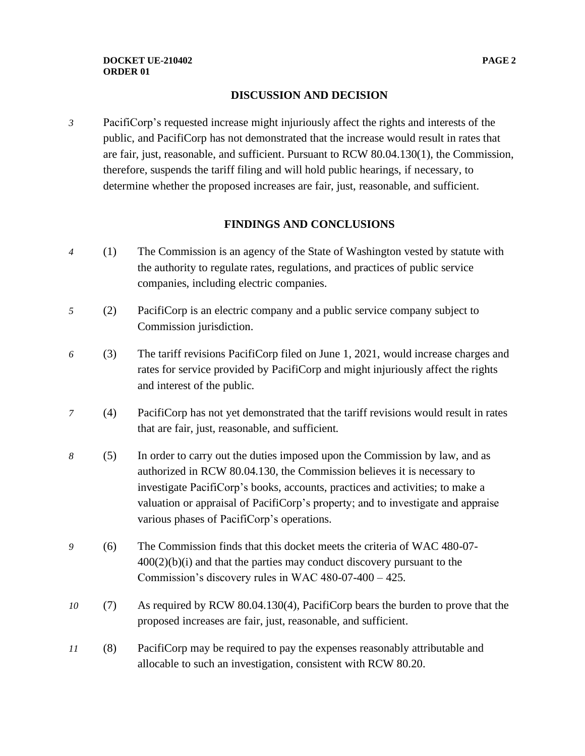## DISCUSSION AND DECISION

3 PacifiCorp's requested increase might injuriously affect the rights and interests of the public, and PacifiCorp has not demonstrated that the increase would result in rates that are fair, just, reasonable, and sufficient. Pursuant to RCW 80.04.130(1), the Commission, therefore, suspends the tariff filing and will hold public hearings, if necessary, to determine whether the proposed increases are fair, just, reasonable, and sufficient.

## FINDINGS AND CONCLUSIONS

4 (1) The Commission is an agency of the State of Washington vested by statute with the authority to regulate rates, regulations, and practices of public service companies, including electric companies.

5 (2) PacifiCorp is an electric company and a public service company subject to Commission jurisdiction.

6 (3) The tariff revisions PacifiCorp filed on June 1, 2021, would increase charges and rates for service provided by PacifiCorp and might injuriously affect the rights and interest of the public.

7 (4) PacifiCorp has not yet demonstrated that the tariff revisions would result in rates that are fair, just, reasonable, and sufficient.

8 (5) In order to carry out the duties imposed upon the Commission by law, and as authorized in RCW 80.04.130, the Commission believes it is necessary to investigate PacifiCorp's books, accounts, practices and activities; to make a valuation or appraisal of PacifiCorp's property; and to investigate and appraise various phases of PacifiCorp's operations.

9 (6) The Commission finds that this docket meets the criteria of WAC 480-07-400(2)(b)(i) and that the parties may conduct discovery pursuant to the Commission's discovery rules in WAC 480-07-400 – 425.

10 (7) As required by RCW 80.04.130(4), PacifiCorp bears the burden to prove that the proposed increases are fair, just, reasonable, and sufficient.

11 (8) PacifiCorp may be required to pay the expenses reasonably attributable and allocable to such an investigation, consistent with RCW 80.20.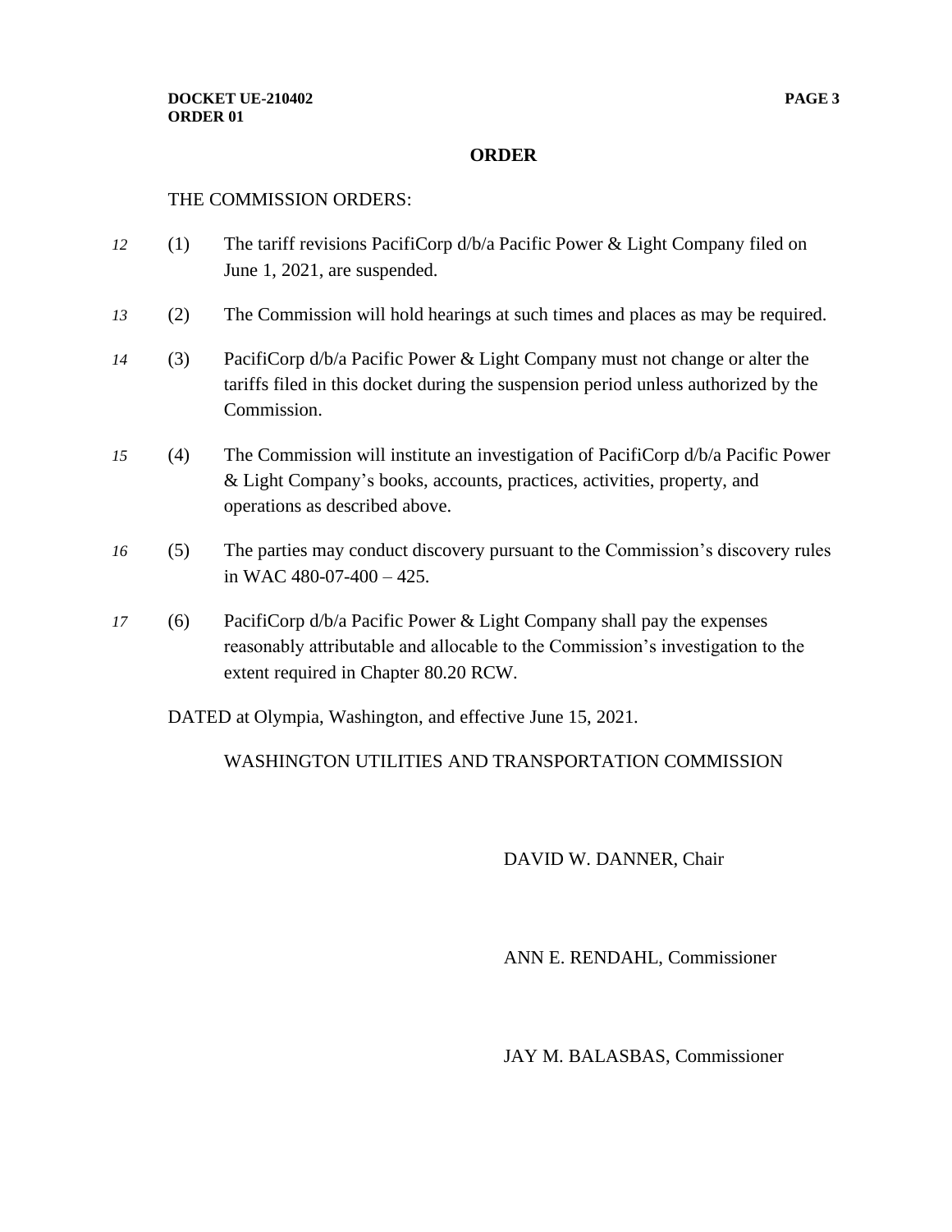## ORDER

THE COMMISSION ORDERS:

*12* (1) The tariff revisions PacifiCorp d/b/a Pacific Power & Light Company filed on June 1, 2021, are suspended.

*13* (2) The Commission will hold hearings at such times and places as may be required.

*14* (3) PacifiCorp d/b/a Pacific Power & Light Company must not change or alter the tariffs filed in this docket during the suspension period unless authorized by the Commission.

*15* (4) The Commission will institute an investigation of PacifiCorp d/b/a Pacific Power & Light Company's books, accounts, practices, activities, property, and operations as described above.

*16* (5) The parties may conduct discovery pursuant to the Commission's discovery rules in WAC 480-07-400 – 425.

*17* (6) PacifiCorp d/b/a Pacific Power & Light Company shall pay the expenses reasonably attributable and allocable to the Commission's investigation to the extent required in Chapter 80.20 RCW.

DATED at Olympia, Washington, and effective June 15, 2021.

WASHINGTON UTILITIES AND TRANSPORTATION COMMISSION

DAVID W. DANNER, Chair

ANN E. RENDAHL, Commissioner

JAY M. BALASBAS, Commissioner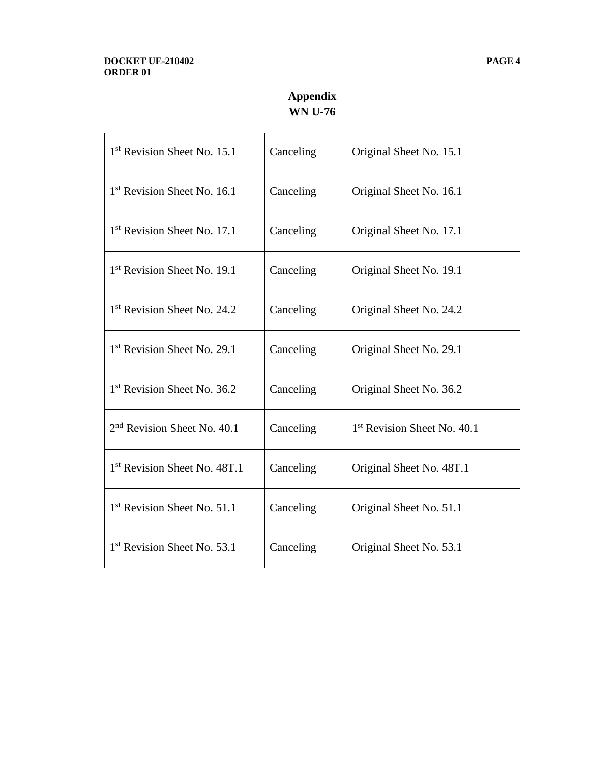# Appendix

## WN U-76

| | | |
|---|---|---|
| 1st Revision Sheet No. 15.1 | Canceling | Original Sheet No. 15.1 |
| 1st Revision Sheet No. 16.1 | Canceling | Original Sheet No. 16.1 |
| 1st Revision Sheet No. 17.1 | Canceling | Original Sheet No. 17.1 |
| 1st Revision Sheet No. 19.1 | Canceling | Original Sheet No. 19.1 |
| 1st Revision Sheet No. 24.2 | Canceling | Original Sheet No. 24.2 |
| 1st Revision Sheet No. 29.1 | Canceling | Original Sheet No. 29.1 |
| 1st Revision Sheet No. 36.2 | Canceling | Original Sheet No. 36.2 |
| 2nd Revision Sheet No. 40.1 | Canceling | 1st Revision Sheet No. 40.1 |
| 1st Revision Sheet No. 48T.1 | Canceling | Original Sheet No. 48T.1 |
| 1st Revision Sheet No. 51.1 | Canceling | Original Sheet No. 51.1 |
| 1st Revision Sheet No. 53.1 | Canceling | Original Sheet No. 53.1 |